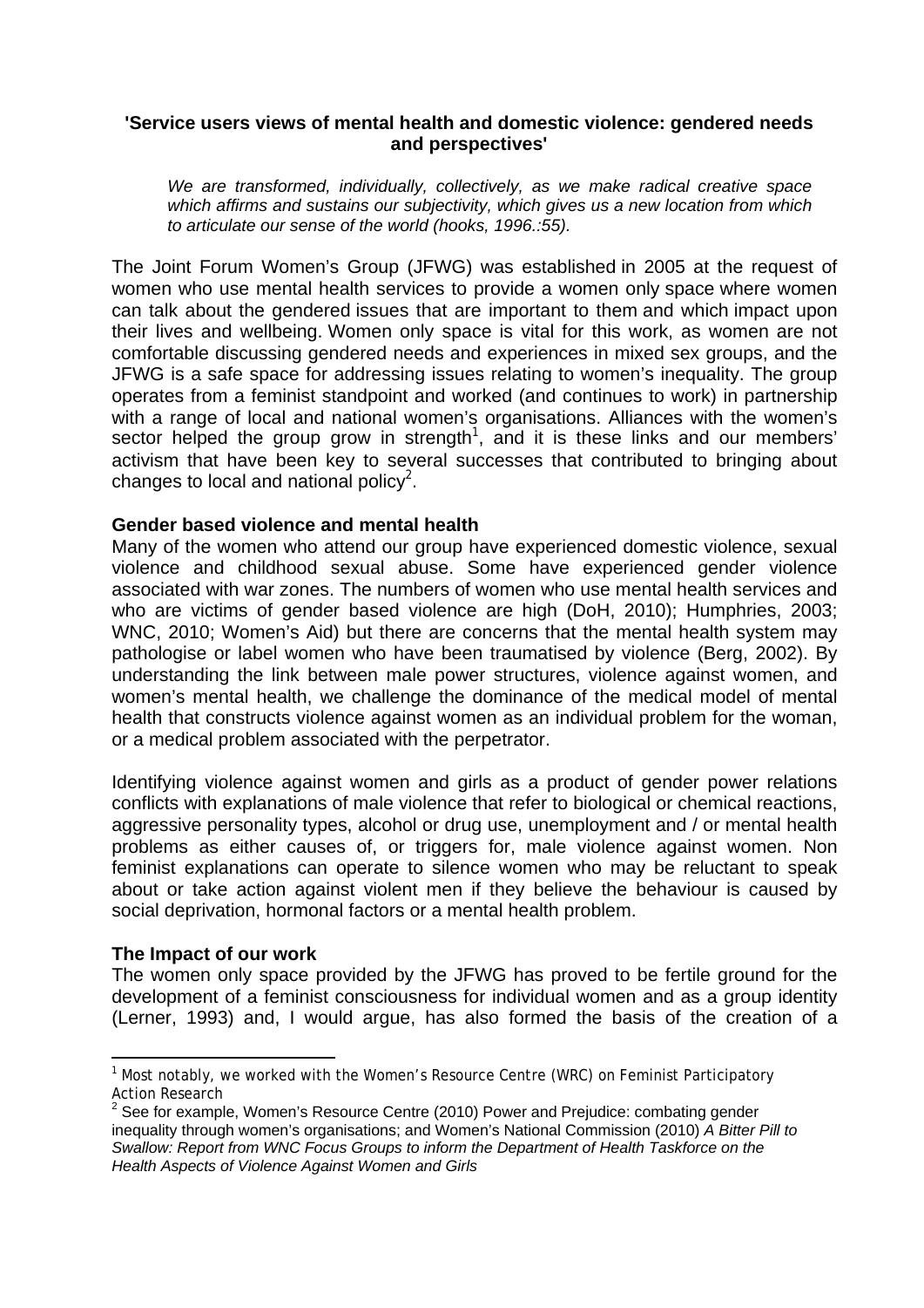**'Service users views of mental health and domestic violence: gendered needs and perspectives'**

> *We are transformed, individually, collectively, as we make radical creative space which affirms and sustains our subjectivity, which gives us a new location from which to articulate our sense of the world (hooks, 1996.:55).*

The Joint Forum Women's Group (JFWG) was established in 2005 at the request of women who use mental health services to provide a women only space where women can talk about the gendered issues that are important to them and which impact upon their lives and wellbeing. Women only space is vital for this work, as women are not comfortable discussing gendered needs and experiences in mixed sex groups, and the JFWG is a safe space for addressing issues relating to women's inequality. The group operates from a feminist standpoint and worked (and continues to work) in partnership with a range of local and national women's organisations. Alliances with the women's sector helped the group grow in strength[1], and it is these links and our members' activism that have been key to several successes that contributed to bringing about changes to local and national policy[2].

**Gender based violence and mental health**

Many of the women who attend our group have experienced domestic violence, sexual violence and childhood sexual abuse. Some have experienced gender violence associated with war zones. The numbers of women who use mental health services and who are victims of gender based violence are high (DoH, 2010); Humphries, 2003; WNC, 2010; Women's Aid) but there are concerns that the mental health system may pathologise or label women who have been traumatised by violence (Berg, 2002). By understanding the link between male power structures, violence against women, and women's mental health, we challenge the dominance of the medical model of mental health that constructs violence against women as an individual problem for the woman, or a medical problem associated with the perpetrator.

Identifying violence against women and girls as a product of gender power relations conflicts with explanations of male violence that refer to biological or chemical reactions, aggressive personality types, alcohol or drug use, unemployment and / or mental health problems as either causes of, or triggers for, male violence against women. Non feminist explanations can operate to silence women who may be reluctant to speak about or take action against violent men if they believe the behaviour is caused by social deprivation, hormonal factors or a mental health problem.

**The Impact of our work**

The women only space provided by the JFWG has proved to be fertile ground for the development of a feminist consciousness for individual women and as a group identity (Lerner, 1993) and, I would argue, has also formed the basis of the creation of a

---

[1] Most notably, we worked with the Women's Resource Centre (WRC) on Feminist Participatory Action Research

[2] See for example, Women's Resource Centre (2010) Power and Prejudice: combating gender inequality through women's organisations; and Women's National Commission (2010) *A Bitter Pill to Swallow: Report from WNC Focus Groups to inform the Department of Health Taskforce on the Health Aspects of Violence Against Women and Girls*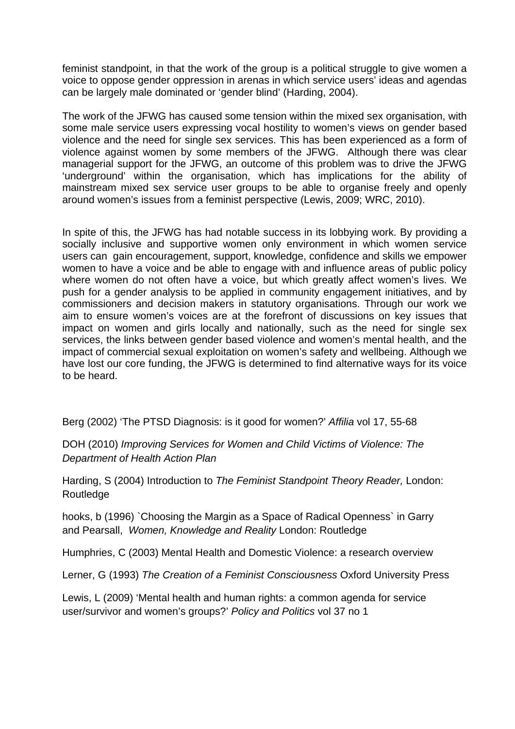feminist standpoint, in that the work of the group is a political struggle to give women a voice to oppose gender oppression in arenas in which service users' ideas and agendas can be largely male dominated or 'gender blind' (Harding, 2004).

The work of the JFWG has caused some tension within the mixed sex organisation, with some male service users expressing vocal hostility to women's views on gender based violence and the need for single sex services. This has been experienced as a form of violence against women by some members of the JFWG. Although there was clear managerial support for the JFWG, an outcome of this problem was to drive the JFWG 'underground' within the organisation, which has implications for the ability of mainstream mixed sex service user groups to be able to organise freely and openly around women's issues from a feminist perspective (Lewis, 2009; WRC, 2010).

In spite of this, the JFWG has had notable success in its lobbying work. By providing a socially inclusive and supportive women only environment in which women service users can gain encouragement, support, knowledge, confidence and skills we empower women to have a voice and be able to engage with and influence areas of public policy where women do not often have a voice, but which greatly affect women's lives. We push for a gender analysis to be applied in community engagement initiatives, and by commissioners and decision makers in statutory organisations. Through our work we aim to ensure women's voices are at the forefront of discussions on key issues that impact on women and girls locally and nationally, such as the need for single sex services, the links between gender based violence and women's mental health, and the impact of commercial sexual exploitation on women's safety and wellbeing. Although we have lost our core funding, the JFWG is determined to find alternative ways for its voice to be heard.

Berg (2002) 'The PTSD Diagnosis: is it good for women?' *Affilia* vol 17, 55-68

DOH (2010) *Improving Services for Women and Child Victims of Violence: The Department of Health Action Plan*

Harding, S (2004) Introduction to *The Feminist Standpoint Theory Reader,* London: Routledge

hooks, b (1996) `Choosing the Margin as a Space of Radical Openness` in Garry and Pearsall, *Women, Knowledge and Reality* London: Routledge

Humphries, C (2003) Mental Health and Domestic Violence: a research overview

Lerner, G (1993) *The Creation of a Feminist Consciousness* Oxford University Press

Lewis, L (2009) 'Mental health and human rights: a common agenda for service user/survivor and women's groups?' *Policy and Politics* vol 37 no 1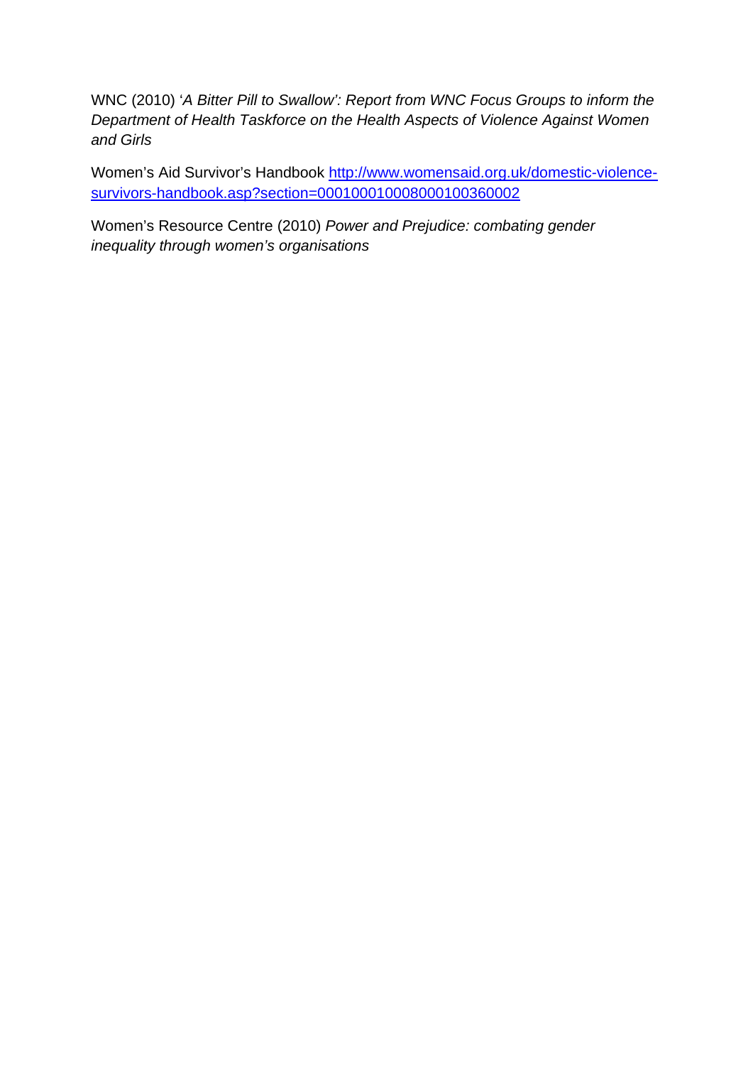WNC (2010) '*A Bitter Pill to Swallow': Report from WNC Focus Groups to inform the Department of Health Taskforce on the Health Aspects of Violence Against Women and Girls*

Women's Aid Survivor's Handbook [http://www.womensaid.org.uk/domestic-violence-survivors-handbook.asp?section=000100010008000100360002](http://www.womensaid.org.uk/domestic-violence-survivors-handbook.asp?section=000100010008000100360002)

Women's Resource Centre (2010) *Power and Prejudice: combating gender inequality through women's organisations*